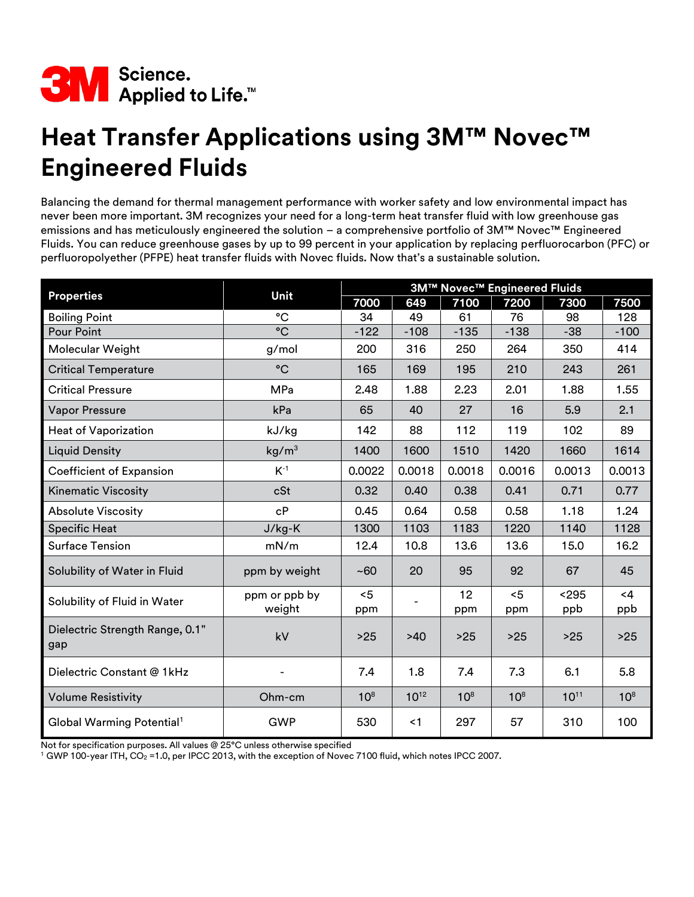3M Science. Applied to Life.™

# Heat Transfer Applications using 3M™ Novec™ Engineered Fluids

Balancing the demand for thermal management performance with worker safety and low environmental impact has never been more important. 3M recognizes your need for a long-term heat transfer fluid with low greenhouse gas emissions and has meticulously engineered the solution – a comprehensive portfolio of 3M™ Novec™ Engineered Fluids. You can reduce greenhouse gases by up to 99 percent in your application by replacing perfluorocarbon (PFC) or perfluoropolyether (PFPE) heat transfer fluids with Novec fluids. Now that's a sustainable solution.

| Properties | Unit | 3M™ Novec™ Engineered Fluids | | | | | |
|---|---|---|---|---|---|---|---|
| | | 7000 | 649 | 7100 | 7200 | 7300 | 7500 |
| Boiling Point | °C | 34 | 49 | 61 | 76 | 98 | 128 |
| Pour Point | °C | -122 | -108 | -135 | -138 | -38 | -100 |
| Molecular Weight | g/mol | 200 | 316 | 250 | 264 | 350 | 414 |
| Critical Temperature | °C | 165 | 169 | 195 | 210 | 243 | 261 |
| Critical Pressure | MPa | 2.48 | 1.88 | 2.23 | 2.01 | 1.88 | 1.55 |
| Vapor Pressure | kPa | 65 | 40 | 27 | 16 | 5.9 | 2.1 |
| Heat of Vaporization | kJ/kg | 142 | 88 | 112 | 119 | 102 | 89 |
| Liquid Density | $kg/m^3$ | 1400 | 1600 | 1510 | 1420 | 1660 | 1614 |
| Coefficient of Expansion | $K^{-1}$ | 0.0022 | 0.0018 | 0.0018 | 0.0016 | 0.0013 | 0.0013 |
| Kinematic Viscosity | cSt | 0.32 | 0.40 | 0.38 | 0.41 | 0.71 | 0.77 |
| Absolute Viscosity | cP | 0.45 | 0.64 | 0.58 | 0.58 | 1.18 | 1.24 |
| Specific Heat | J/kg-K | 1300 | 1103 | 1183 | 1220 | 1140 | 1128 |
| Surface Tension | mN/m | 12.4 | 10.8 | 13.6 | 13.6 | 15.0 | 16.2 |
| Solubility of Water in Fluid | ppm by weight | ~60 | 20 | 95 | 92 | 67 | 45 |
| Solubility of Fluid in Water | ppm or ppb by weight | <5 ppm | - | 12 ppm | <5 ppm | <295 ppb | <4 ppb |
| Dielectric Strength Range, 0.1" gap | kV | >25 | >40 | >25 | >25 | >25 | >25 |
| Dielectric Constant @ 1kHz | - | 7.4 | 1.8 | 7.4 | 7.3 | 6.1 | 5.8 |
| Volume Resistivity | Ohm-cm | $10^8$ | $10^{12}$ | $10^8$ | $10^8$ | $10^{11}$ | $10^8$ |
| Global Warming Potential[1] | GWP | 530 | <1 | 297 | 57 | 310 | 100 |

Not for specification purposes. All values @ 25°C unless otherwise specified

[1] GWP 100-year ITH, $CO_2$ =1.0, per IPCC 2013, with the exception of Novec 7100 fluid, which notes IPCC 2007.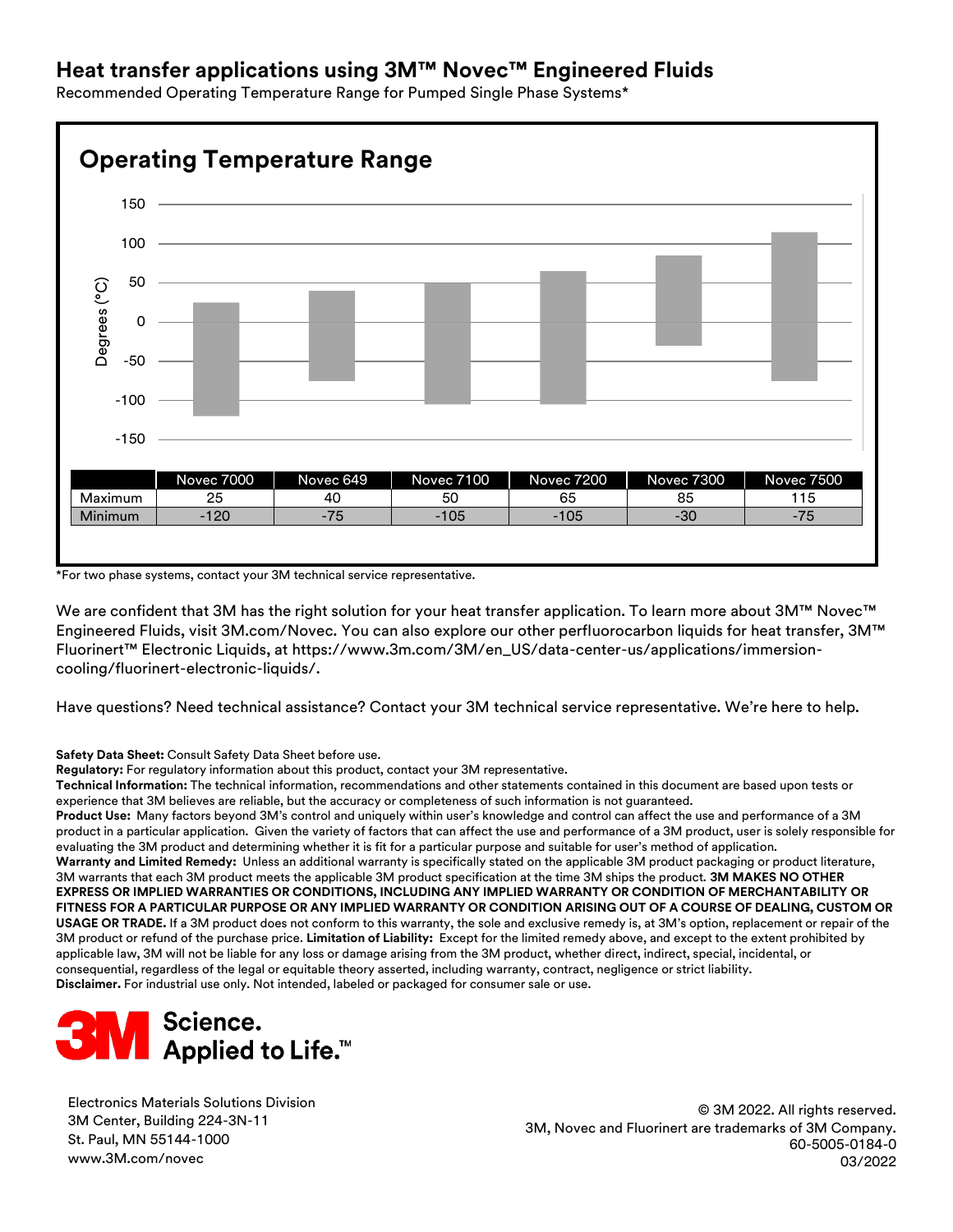# Heat transfer applications using 3M™ Novec™ Engineered Fluids

Recommended Operating Temperature Range for Pumped Single Phase Systems*

## Operating Temperature Range

150
100
50
0
-50
-100
-150

Degrees (°C)

| | Novec 7000 | Novec 649 | Novec 7100 | Novec 7200 | Novec 7300 | Novec 7500 |
|---|---|---|---|---|---|---|
| Maximum | 25 | 40 | 50 | 65 | 85 | 115 |
| Minimum | -120 | -75 | -105 | -105 | -30 | -75 |

*For two phase systems, contact your 3M technical service representative.

We are confident that 3M has the right solution for your heat transfer application. To learn more about 3M™ Novec™ Engineered Fluids, visit 3M.com/Novec. You can also explore our other perfluorocarbon liquids for heat transfer, 3M™ Fluorinert™ Electronic Liquids, at https://www.3m.com/3M/en_US/data-center-us/applications/immersion-cooling/fluorinert-electronic-liquids/.

Have questions? Need technical assistance? Contact your 3M technical service representative. We're here to help.

**Safety Data Sheet:** Consult Safety Data Sheet before use.
**Regulatory:** For regulatory information about this product, contact your 3M representative.
**Technical Information:** The technical information, recommendations and other statements contained in this document are based upon tests or experience that 3M believes are reliable, but the accuracy or completeness of such information is not guaranteed.
**Product Use:** Many factors beyond 3M's control and uniquely within user's knowledge and control can affect the use and performance of a 3M product in a particular application. Given the variety of factors that can affect the use and performance of a 3M product, user is solely responsible for evaluating the 3M product and determining whether it is fit for a particular purpose and suitable for user's method of application.
**Warranty and Limited Remedy:** Unless an additional warranty is specifically stated on the applicable 3M product packaging or product literature, 3M warrants that each 3M product meets the applicable 3M product specification at the time 3M ships the product. **3M MAKES NO OTHER EXPRESS OR IMPLIED WARRANTIES OR CONDITIONS, INCLUDING ANY IMPLIED WARRANTY OR CONDITION OF MERCHANTABILITY OR FITNESS FOR A PARTICULAR PURPOSE OR ANY IMPLIED WARRANTY OR CONDITION ARISING OUT OF A COURSE OF DEALING, CUSTOM OR USAGE OR TRADE.** If a 3M product does not conform to this warranty, the sole and exclusive remedy is, at 3M's option, replacement or repair of the 3M product or refund of the purchase price. **Limitation of Liability:** Except for the limited remedy above, and except to the extent prohibited by applicable law, 3M will not be liable for any loss or damage arising from the 3M product, whether direct, indirect, special, incidental, or consequential, regardless of the legal or equitable theory asserted, including warranty, contract, negligence or strict liability.
**Disclaimer.** For industrial use only. Not intended, labeled or packaged for consumer sale or use.

3M Science. Applied to Life.™

Electronics Materials Solutions Division
3M Center, Building 224-3N-11
St. Paul, MN 55144-1000
www.3M.com/novec

© 3M 2022. All rights reserved.
3M, Novec and Fluorinert are trademarks of 3M Company.
60-5005-0184-0
03/2022